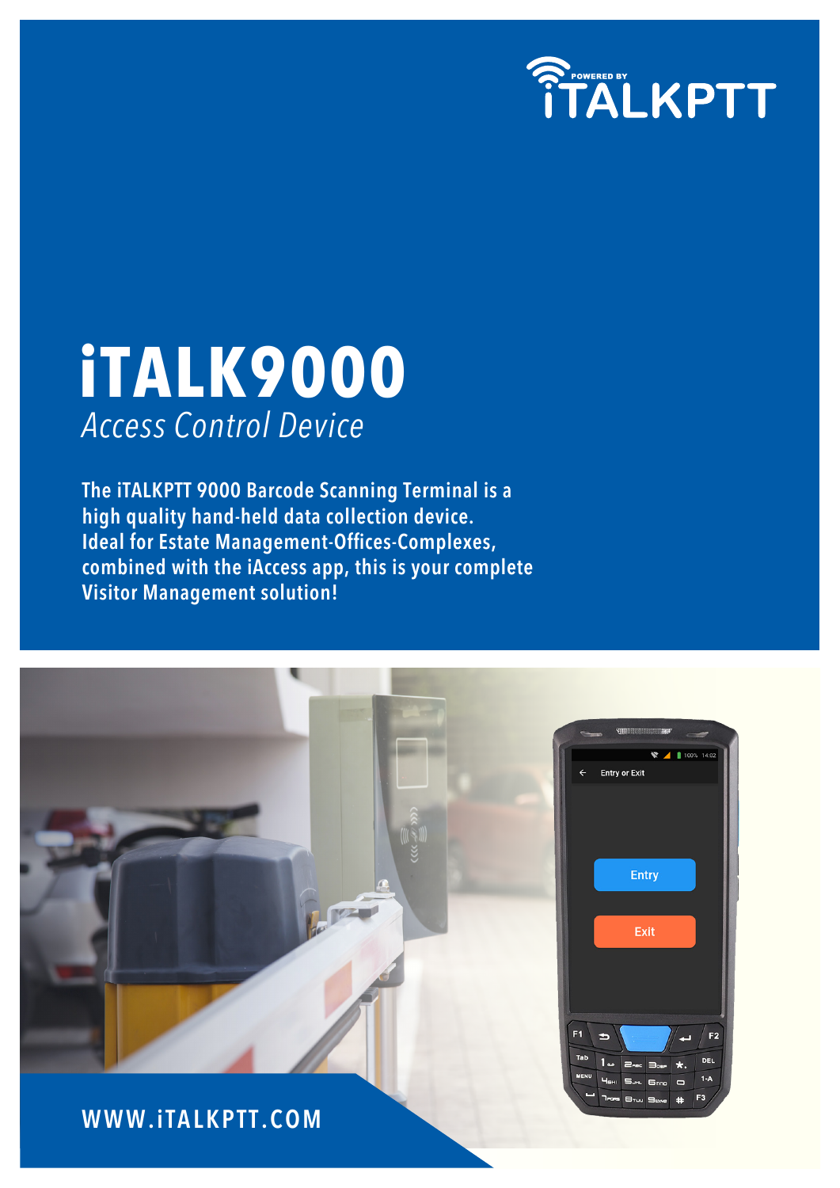POWERED BY iTALKPTT

# iTALK9000

*Access Control Device*

**The iTALKPTT 9000 Barcode Scanning Terminal is a high quality hand-held data collection device. Ideal for Estate Management-Offices-Complexes, combined with the iAccess app, this is your complete Visitor Management solution!**

WWW.iTALKPTT.COM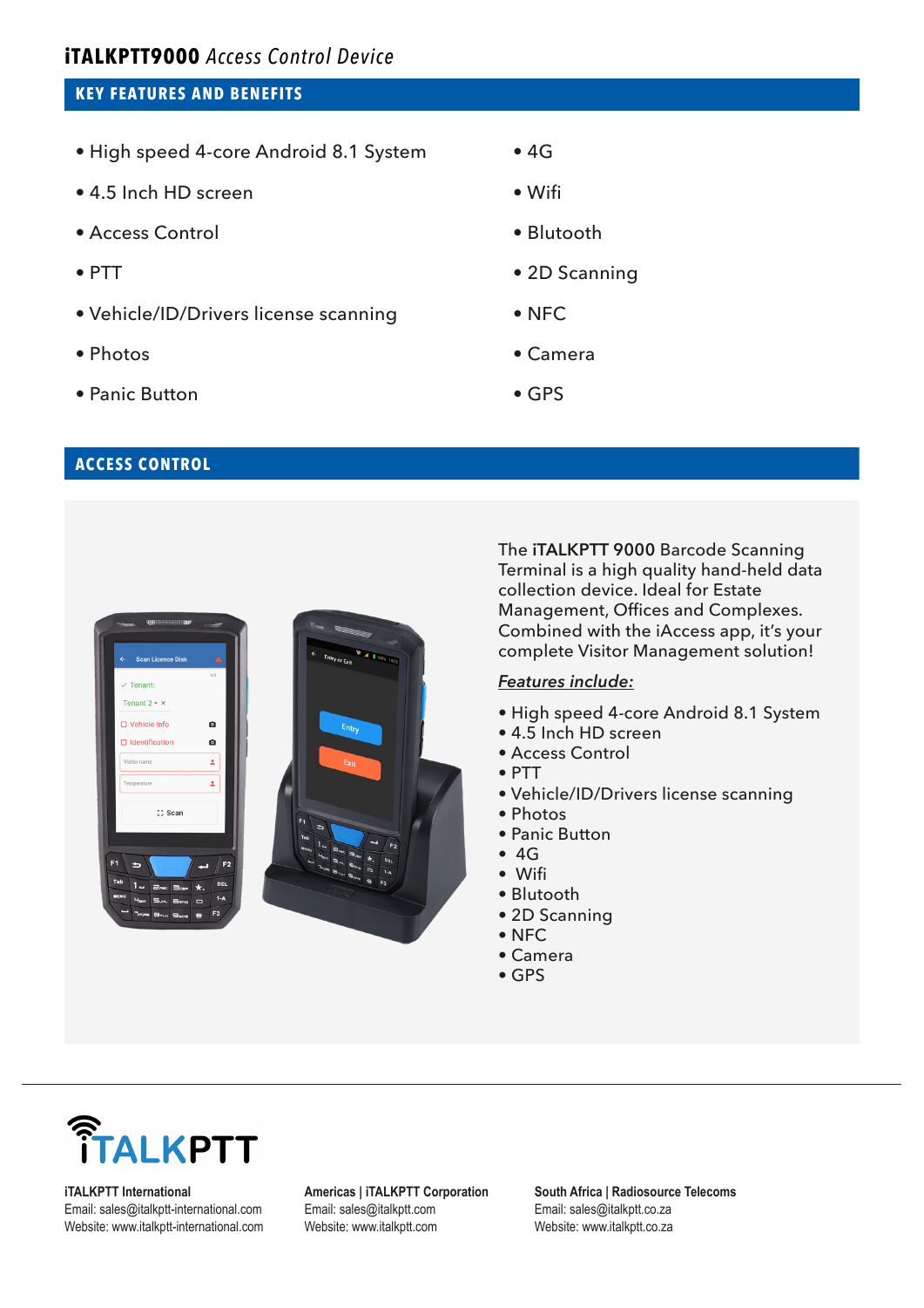**iTALKPTT9000** *Access Control Device*

## KEY FEATURES AND BENEFITS

- High speed 4-core Android 8.1 System
- 4.5 Inch HD screen
- Access Control
- PTT
- Vehicle/ID/Drivers license scanning
- Photos
- Panic Button
- 4G
- Wifi
- Blutooth
- 2D Scanning
- NFC
- Camera
- GPS

## ACCESS CONTROL

The **iTALKPTT 9000** Barcode Scanning Terminal is a high quality hand-held data collection device. Ideal for Estate Management, Offices and Complexes. Combined with the iAccess app, it's your complete Visitor Management solution!

***Features include:***

- High speed 4-core Android 8.1 System
- 4.5 Inch HD screen
- Access Control
- PTT
- Vehicle/ID/Drivers license scanning
- Photos
- Panic Button
- 4G
- Wifi
- Blutooth
- 2D Scanning
- NFC
- Camera
- GPS

---

iTALKPTT

**iTALKPTT International**
Email: sales@italkptt-international.com
Website: www.italkptt-international.com

**Americas | iTALKPTT Corporation**
Email: sales@italkptt.com
Website: www.italkptt.com

**South Africa | Radiosource Telecoms**
Email: sales@italkptt.co.za
Website: www.italkptt.co.za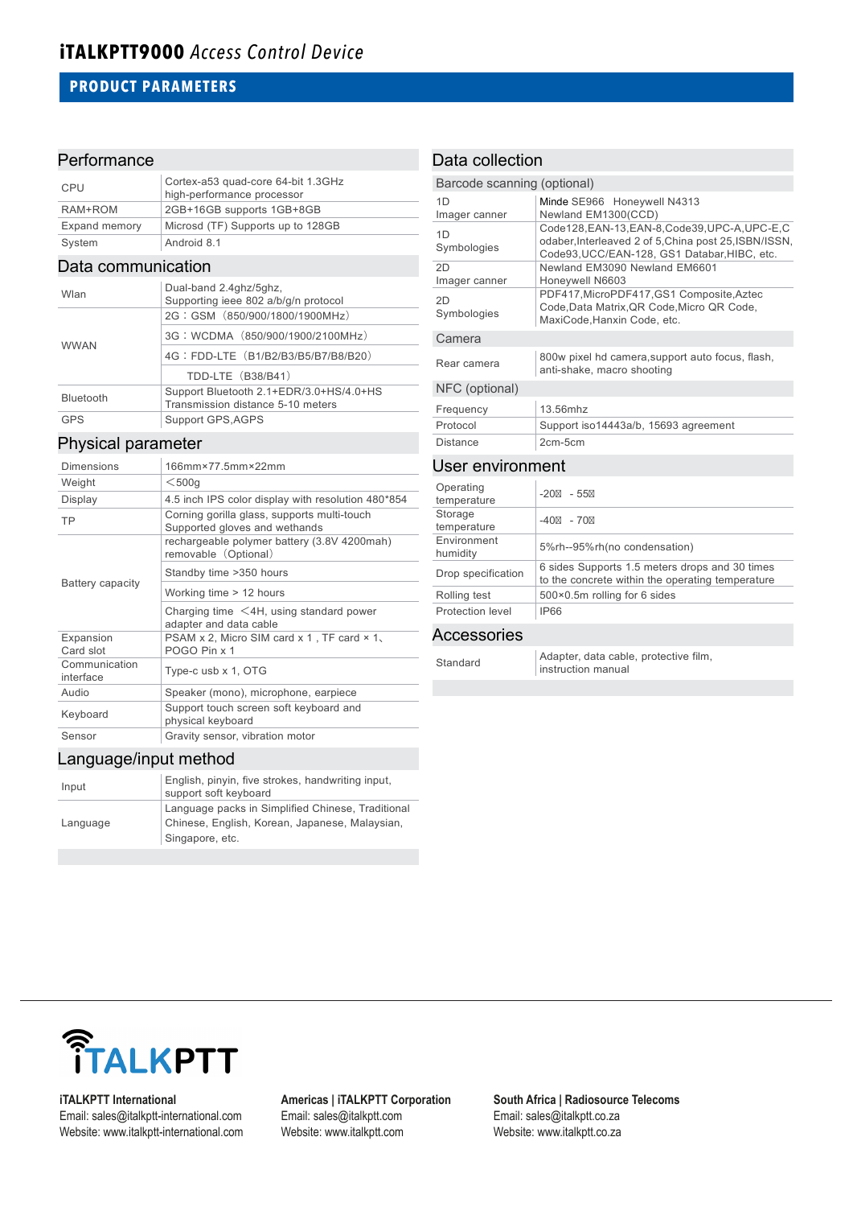# **iTALKPTT9000** *Access Control Device*

## PRODUCT PARAMETERS

### Performance

| | |
|---|---|
| CPU | Cortex-a53 quad-core 64-bit 1.3GHz high-performance processor |
| RAM+ROM | 2GB+16GB supports 1GB+8GB |
| Expand memory | Microsd (TF) Supports up to 128GB |
| System | Android 8.1 |

### Data communication

| | |
|---|---|
| Wlan | Dual-band 2.4ghz/5ghz, Supporting ieee 802 a/b/g/n protocol |
| WWAN | 2G：GSM（850/900/1800/1900MHz） |
| | 3G：WCDMA（850/900/1900/2100MHz） |
| | 4G：FDD-LTE（B1/B2/B3/B5/B7/B8/B20） |
| | TDD-LTE（B38/B41） |
| Bluetooth | Support Bluetooth 2.1+EDR/3.0+HS/4.0+HS Transmission distance 5-10 meters |
| GPS | Support GPS,AGPS |

### Physical parameter

| | |
|---|---|
| Dimensions | 166mm×77.5mm×22mm |
| Weight | ＜500g |
| Display | 4.5 inch IPS color display with resolution 480*854 |
| TP | Corning gorilla glass, supports multi-touch Supported gloves and wethands |
| Battery capacity | rechargeable polymer battery (3.8V 4200mah) removable（Optional） |
| | Standby time >350 hours |
| | Working time > 12 hours |
| | Charging time ＜4H, using standard power adapter and data cable |
| Expansion Card slot | PSAM x 2, Micro SIM card x 1 , TF card × 1、POGO Pin x 1 |
| Communication interface | Type-c usb x 1, OTG |
| Audio | Speaker (mono), microphone, earpiece |
| Keyboard | Support touch screen soft keyboard and physical keyboard |
| Sensor | Gravity sensor, vibration motor |

### Language/input method

| | |
|---|---|
| Input | English, pinyin, five strokes, handwriting input, support soft keyboard |
| Language | Language packs in Simplified Chinese, Traditional Chinese, English, Korean, Japanese, Malaysian, Singapore, etc. |

### Data collection

| Barcode scanning (optional) | |
|---|---|
| 1D Imager canner | Minde SE966 Honeywell N4313 Newland EM1300(CCD) |
| 1D Symbologies | Code128,EAN-13,EAN-8,Code39,UPC-A,UPC-E,Codabar,Interleaved 2 of 5,China post 25,ISBN/ISSN,Code93,UCC/EAN-128, GS1 Databar,HIBC, etc. |
| 2D Imager canner | Newland EM3090 Newland EM6601 Honeywell N6603 |
| 2D Symbologies | PDF417,MicroPDF417,GS1 Composite,Aztec Code,Data Matrix,QR Code,Micro QR Code, MaxiCode,Hanxin Code, etc. |
| **Camera** | |
| Rear camera | 800w pixel hd camera,support auto focus, flash, anti-shake, macro shooting |
| **NFC (optional)** | |
| Frequency | 13.56mhz |
| Protocol | Support iso14443a/b, 15693 agreement |
| Distance | 2cm-5cm |

### User environment

| | |
|---|---|
| Operating temperature | -20℃ - 55℃ |
| Storage temperature | -40℃ - 70℃ |
| Environment humidity | 5%rh--95%rh(no condensation) |
| Drop specification | 6 sides Supports 1.5 meters drops and 30 times to the concrete within the operating temperature |
| Rolling test | 500×0.5m rolling for 6 sides |
| Protection level | IP66 |

### Accessories

| | |
|---|---|
| Standard | Adapter, data cable, protective film, instruction manual |

iTALKPTT

**iTALKPTT International**
Email: sales@italkptt-international.com
Website: www.italkptt-international.com

**Americas | iTALKPTT Corporation**
Email: sales@italkptt.com
Website: www.italkptt.com

**South Africa | Radiosource Telecoms**
Email: sales@italkptt.co.za
Website: www.italkptt.co.za